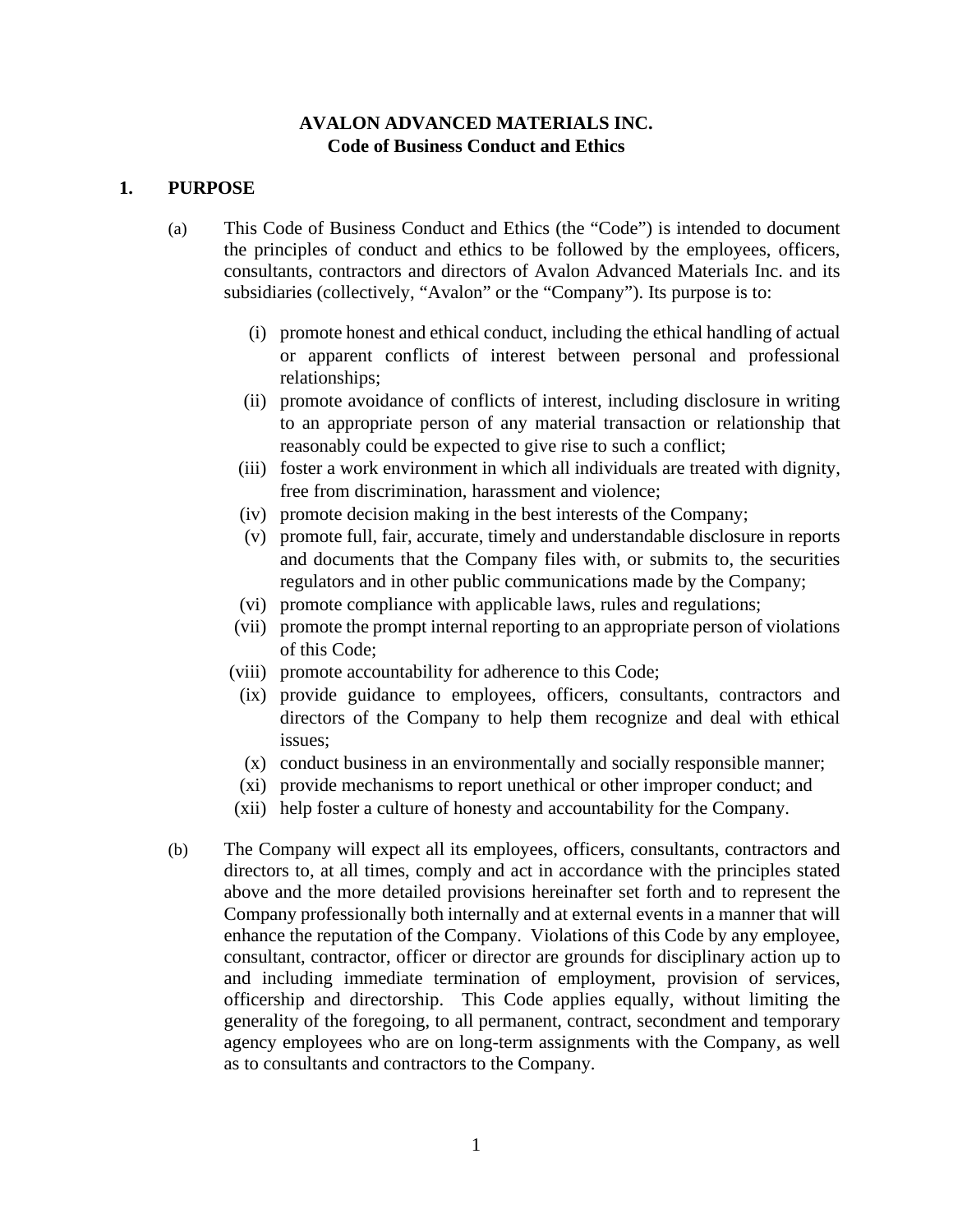# AVALON ADVANCED MATERIALS INC.
## Code of Business Conduct and Ethics

## 1. PURPOSE

(a) This Code of Business Conduct and Ethics (the "Code") is intended to document the principles of conduct and ethics to be followed by the employees, officers, consultants, contractors and directors of Avalon Advanced Materials Inc. and its subsidiaries (collectively, "Avalon" or the "Company"). Its purpose is to:

(i) promote honest and ethical conduct, including the ethical handling of actual or apparent conflicts of interest between personal and professional relationships;

(ii) promote avoidance of conflicts of interest, including disclosure in writing to an appropriate person of any material transaction or relationship that reasonably could be expected to give rise to such a conflict;

(iii) foster a work environment in which all individuals are treated with dignity, free from discrimination, harassment and violence;

(iv) promote decision making in the best interests of the Company;

(v) promote full, fair, accurate, timely and understandable disclosure in reports and documents that the Company files with, or submits to, the securities regulators and in other public communications made by the Company;

(vi) promote compliance with applicable laws, rules and regulations;

(vii) promote the prompt internal reporting to an appropriate person of violations of this Code;

(viii) promote accountability for adherence to this Code;

(ix) provide guidance to employees, officers, consultants, contractors and directors of the Company to help them recognize and deal with ethical issues;

(x) conduct business in an environmentally and socially responsible manner;

(xi) provide mechanisms to report unethical or other improper conduct; and

(xii) help foster a culture of honesty and accountability for the Company.

(b) The Company will expect all its employees, officers, consultants, contractors and directors to, at all times, comply and act in accordance with the principles stated above and the more detailed provisions hereinafter set forth and to represent the Company professionally both internally and at external events in a manner that will enhance the reputation of the Company. Violations of this Code by any employee, consultant, contractor, officer or director are grounds for disciplinary action up to and including immediate termination of employment, provision of services, officership and directorship. This Code applies equally, without limiting the generality of the foregoing, to all permanent, contract, secondment and temporary agency employees who are on long-term assignments with the Company, as well as to consultants and contractors to the Company.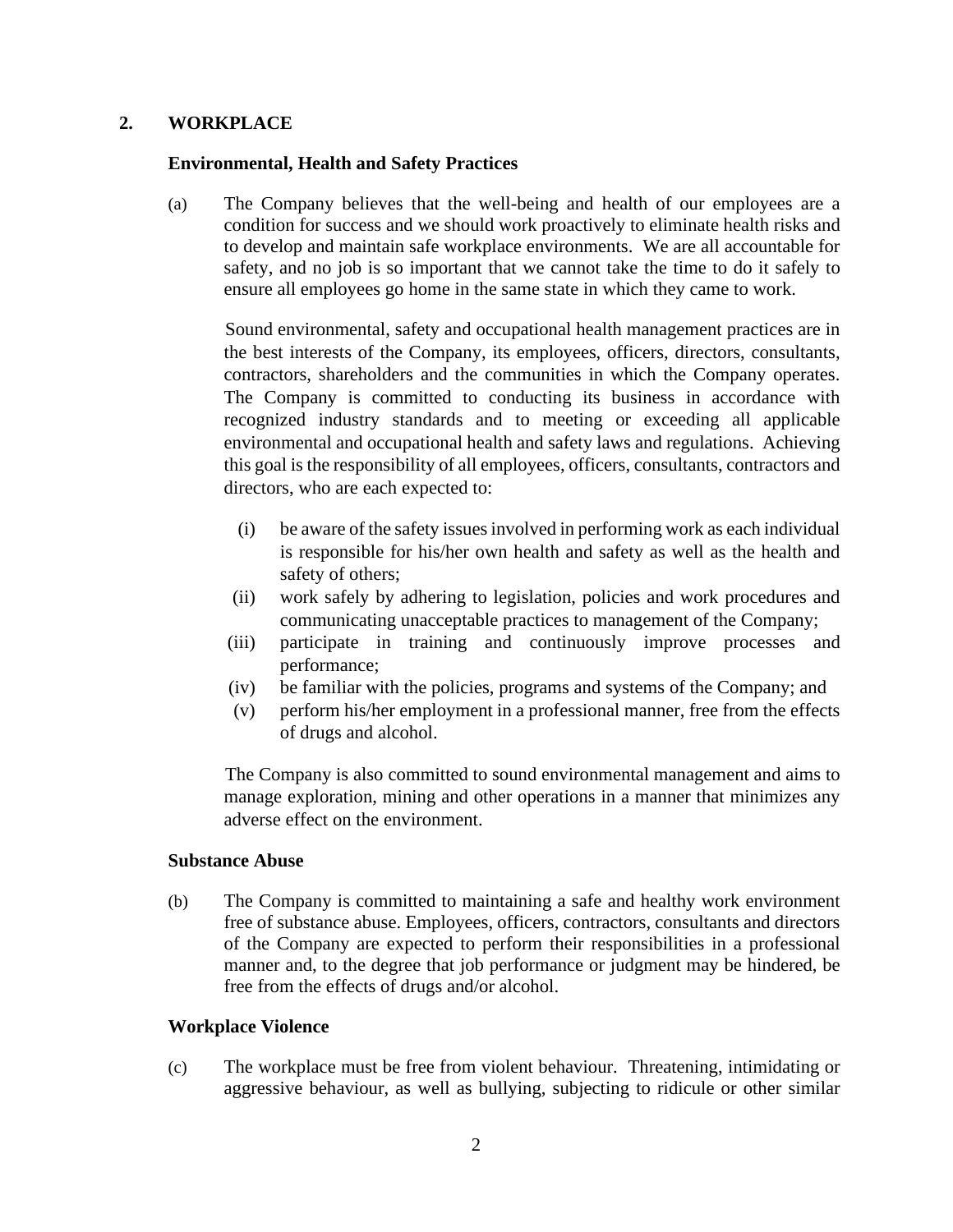## 2. WORKPLACE

### Environmental, Health and Safety Practices

(a) The Company believes that the well-being and health of our employees are a condition for success and we should work proactively to eliminate health risks and to develop and maintain safe workplace environments. We are all accountable for safety, and no job is so important that we cannot take the time to do it safely to ensure all employees go home in the same state in which they came to work.

Sound environmental, safety and occupational health management practices are in the best interests of the Company, its employees, officers, directors, consultants, contractors, shareholders and the communities in which the Company operates. The Company is committed to conducting its business in accordance with recognized industry standards and to meeting or exceeding all applicable environmental and occupational health and safety laws and regulations. Achieving this goal is the responsibility of all employees, officers, consultants, contractors and directors, who are each expected to:

(i) be aware of the safety issues involved in performing work as each individual is responsible for his/her own health and safety as well as the health and safety of others;
(ii) work safely by adhering to legislation, policies and work procedures and communicating unacceptable practices to management of the Company;
(iii) participate in training and continuously improve processes and performance;
(iv) be familiar with the policies, programs and systems of the Company; and
(v) perform his/her employment in a professional manner, free from the effects of drugs and alcohol.

The Company is also committed to sound environmental management and aims to manage exploration, mining and other operations in a manner that minimizes any adverse effect on the environment.

### Substance Abuse

(b) The Company is committed to maintaining a safe and healthy work environment free of substance abuse. Employees, officers, contractors, consultants and directors of the Company are expected to perform their responsibilities in a professional manner and, to the degree that job performance or judgment may be hindered, be free from the effects of drugs and/or alcohol.

### Workplace Violence

(c) The workplace must be free from violent behaviour. Threatening, intimidating or aggressive behaviour, as well as bullying, subjecting to ridicule or other similar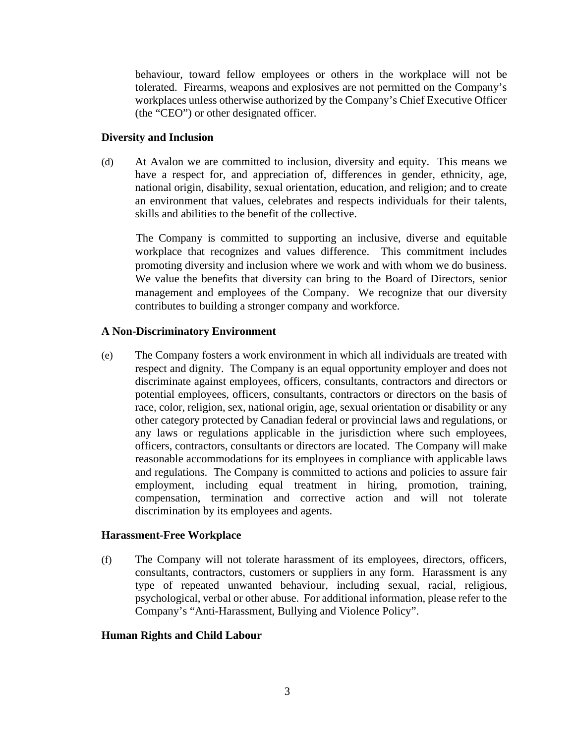behaviour, toward fellow employees or others in the workplace will not be tolerated. Firearms, weapons and explosives are not permitted on the Company's workplaces unless otherwise authorized by the Company's Chief Executive Officer (the "CEO") or other designated officer.

**Diversity and Inclusion**

(d) At Avalon we are committed to inclusion, diversity and equity. This means we have a respect for, and appreciation of, differences in gender, ethnicity, age, national origin, disability, sexual orientation, education, and religion; and to create an environment that values, celebrates and respects individuals for their talents, skills and abilities to the benefit of the collective.

The Company is committed to supporting an inclusive, diverse and equitable workplace that recognizes and values difference. This commitment includes promoting diversity and inclusion where we work and with whom we do business. We value the benefits that diversity can bring to the Board of Directors, senior management and employees of the Company. We recognize that our diversity contributes to building a stronger company and workforce.

**A Non-Discriminatory Environment**

(e) The Company fosters a work environment in which all individuals are treated with respect and dignity. The Company is an equal opportunity employer and does not discriminate against employees, officers, consultants, contractors and directors or potential employees, officers, consultants, contractors or directors on the basis of race, color, religion, sex, national origin, age, sexual orientation or disability or any other category protected by Canadian federal or provincial laws and regulations, or any laws or regulations applicable in the jurisdiction where such employees, officers, contractors, consultants or directors are located. The Company will make reasonable accommodations for its employees in compliance with applicable laws and regulations. The Company is committed to actions and policies to assure fair employment, including equal treatment in hiring, promotion, training, compensation, termination and corrective action and will not tolerate discrimination by its employees and agents.

**Harassment-Free Workplace**

(f) The Company will not tolerate harassment of its employees, directors, officers, consultants, contractors, customers or suppliers in any form. Harassment is any type of repeated unwanted behaviour, including sexual, racial, religious, psychological, verbal or other abuse. For additional information, please refer to the Company's "Anti-Harassment, Bullying and Violence Policy".

**Human Rights and Child Labour**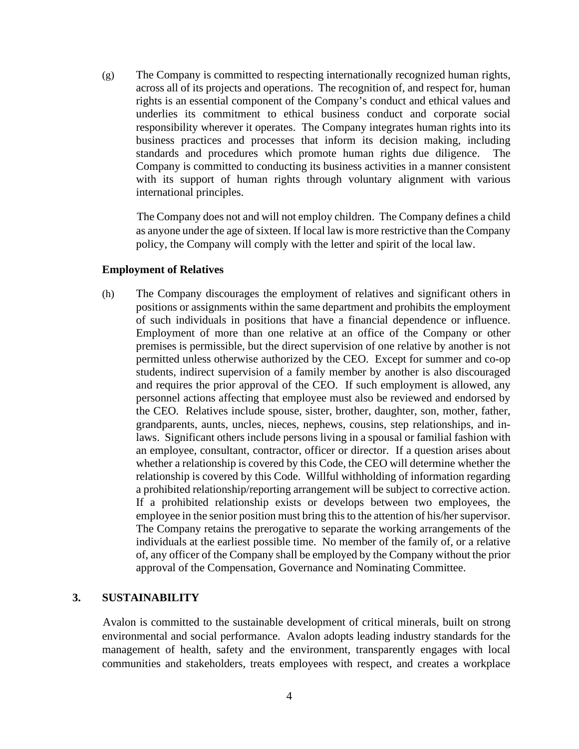(g) The Company is committed to respecting internationally recognized human rights, across all of its projects and operations. The recognition of, and respect for, human rights is an essential component of the Company's conduct and ethical values and underlies its commitment to ethical business conduct and corporate social responsibility wherever it operates. The Company integrates human rights into its business practices and processes that inform its decision making, including standards and procedures which promote human rights due diligence. The Company is committed to conducting its business activities in a manner consistent with its support of human rights through voluntary alignment with various international principles.

The Company does not and will not employ children. The Company defines a child as anyone under the age of sixteen. If local law is more restrictive than the Company policy, the Company will comply with the letter and spirit of the local law.

**Employment of Relatives**

(h) The Company discourages the employment of relatives and significant others in positions or assignments within the same department and prohibits the employment of such individuals in positions that have a financial dependence or influence. Employment of more than one relative at an office of the Company or other premises is permissible, but the direct supervision of one relative by another is not permitted unless otherwise authorized by the CEO. Except for summer and co-op students, indirect supervision of a family member by another is also discouraged and requires the prior approval of the CEO. If such employment is allowed, any personnel actions affecting that employee must also be reviewed and endorsed by the CEO. Relatives include spouse, sister, brother, daughter, son, mother, father, grandparents, aunts, uncles, nieces, nephews, cousins, step relationships, and in-laws. Significant others include persons living in a spousal or familial fashion with an employee, consultant, contractor, officer or director. If a question arises about whether a relationship is covered by this Code, the CEO will determine whether the relationship is covered by this Code. Willful withholding of information regarding a prohibited relationship/reporting arrangement will be subject to corrective action. If a prohibited relationship exists or develops between two employees, the employee in the senior position must bring this to the attention of his/her supervisor. The Company retains the prerogative to separate the working arrangements of the individuals at the earliest possible time. No member of the family of, or a relative of, any officer of the Company shall be employed by the Company without the prior approval of the Compensation, Governance and Nominating Committee.

## 3. SUSTAINABILITY

Avalon is committed to the sustainable development of critical minerals, built on strong environmental and social performance. Avalon adopts leading industry standards for the management of health, safety and the environment, transparently engages with local communities and stakeholders, treats employees with respect, and creates a workplace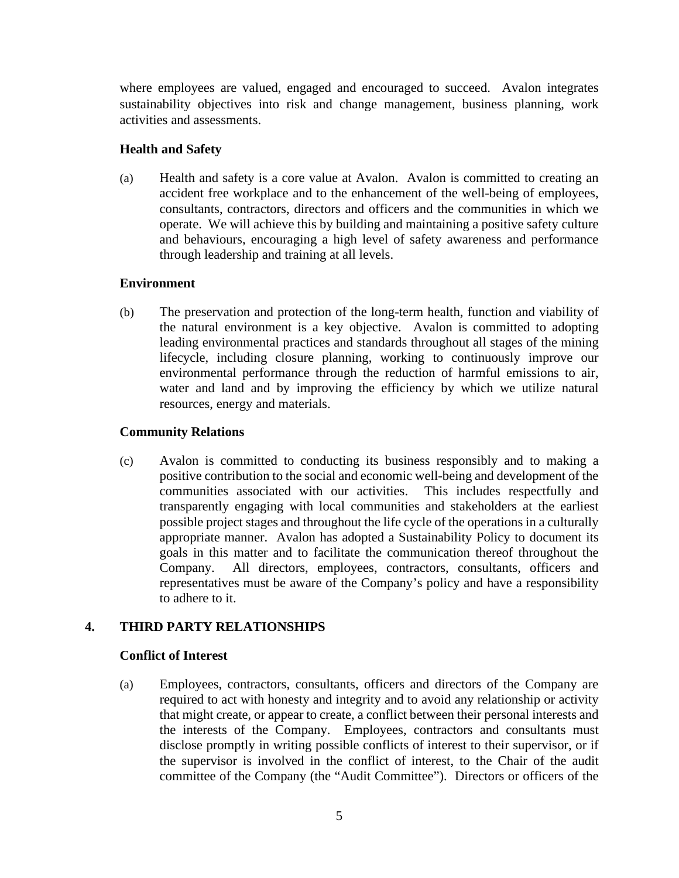where employees are valued, engaged and encouraged to succeed. Avalon integrates sustainability objectives into risk and change management, business planning, work activities and assessments.

**Health and Safety**

(a) Health and safety is a core value at Avalon. Avalon is committed to creating an accident free workplace and to the enhancement of the well-being of employees, consultants, contractors, directors and officers and the communities in which we operate. We will achieve this by building and maintaining a positive safety culture and behaviours, encouraging a high level of safety awareness and performance through leadership and training at all levels.

**Environment**

(b) The preservation and protection of the long-term health, function and viability of the natural environment is a key objective. Avalon is committed to adopting leading environmental practices and standards throughout all stages of the mining lifecycle, including closure planning, working to continuously improve our environmental performance through the reduction of harmful emissions to air, water and land and by improving the efficiency by which we utilize natural resources, energy and materials.

**Community Relations**

(c) Avalon is committed to conducting its business responsibly and to making a positive contribution to the social and economic well-being and development of the communities associated with our activities. This includes respectfully and transparently engaging with local communities and stakeholders at the earliest possible project stages and throughout the life cycle of the operations in a culturally appropriate manner. Avalon has adopted a Sustainability Policy to document its goals in this matter and to facilitate the communication thereof throughout the Company. All directors, employees, contractors, consultants, officers and representatives must be aware of the Company's policy and have a responsibility to adhere to it.

## 4. THIRD PARTY RELATIONSHIPS

**Conflict of Interest**

(a) Employees, contractors, consultants, officers and directors of the Company are required to act with honesty and integrity and to avoid any relationship or activity that might create, or appear to create, a conflict between their personal interests and the interests of the Company. Employees, contractors and consultants must disclose promptly in writing possible conflicts of interest to their supervisor, or if the supervisor is involved in the conflict of interest, to the Chair of the audit committee of the Company (the "Audit Committee"). Directors or officers of the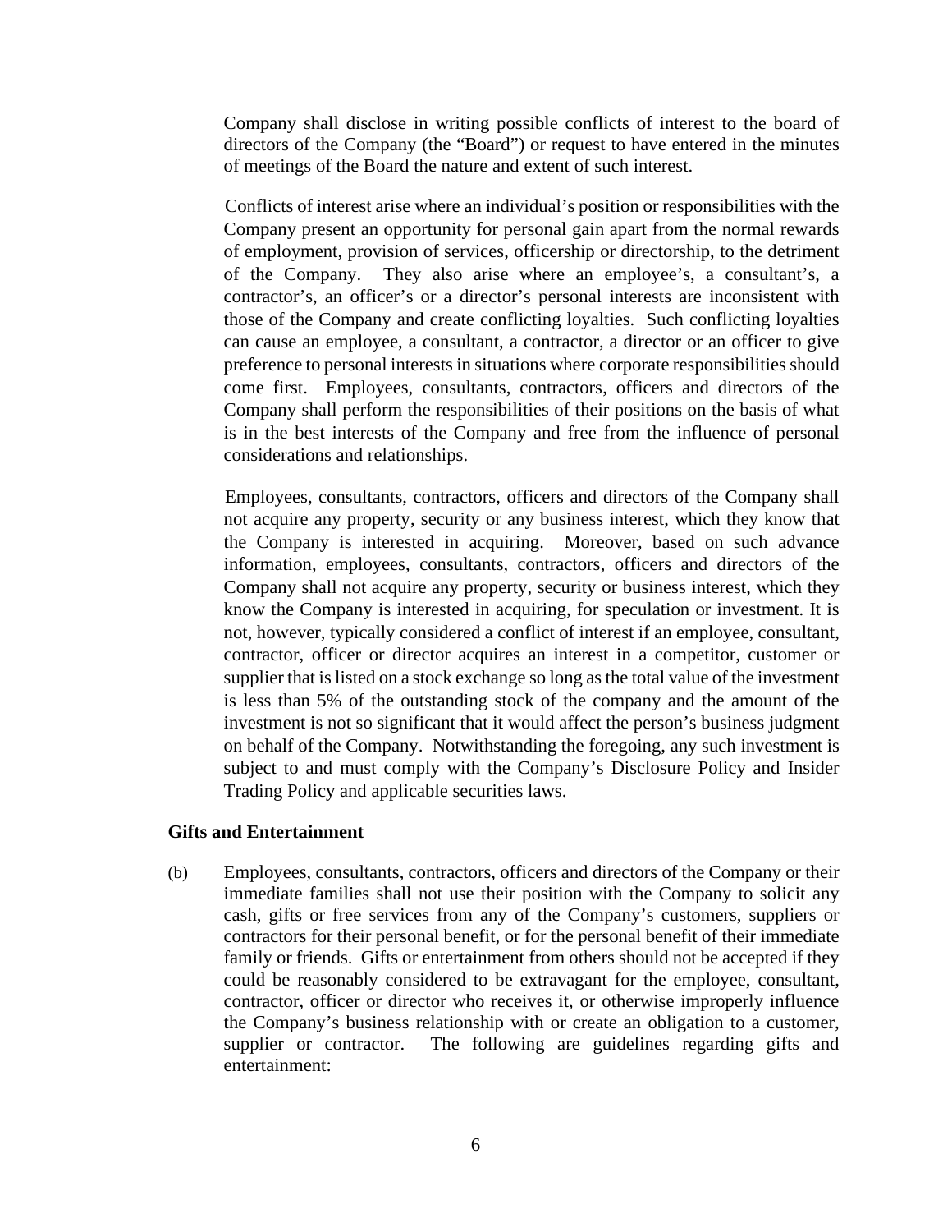Company shall disclose in writing possible conflicts of interest to the board of directors of the Company (the "Board") or request to have entered in the minutes of meetings of the Board the nature and extent of such interest.

Conflicts of interest arise where an individual's position or responsibilities with the Company present an opportunity for personal gain apart from the normal rewards of employment, provision of services, officership or directorship, to the detriment of the Company. They also arise where an employee's, a consultant's, a contractor's, an officer's or a director's personal interests are inconsistent with those of the Company and create conflicting loyalties. Such conflicting loyalties can cause an employee, a consultant, a contractor, a director or an officer to give preference to personal interests in situations where corporate responsibilities should come first. Employees, consultants, contractors, officers and directors of the Company shall perform the responsibilities of their positions on the basis of what is in the best interests of the Company and free from the influence of personal considerations and relationships.

Employees, consultants, contractors, officers and directors of the Company shall not acquire any property, security or any business interest, which they know that the Company is interested in acquiring. Moreover, based on such advance information, employees, consultants, contractors, officers and directors of the Company shall not acquire any property, security or business interest, which they know the Company is interested in acquiring, for speculation or investment. It is not, however, typically considered a conflict of interest if an employee, consultant, contractor, officer or director acquires an interest in a competitor, customer or supplier that is listed on a stock exchange so long as the total value of the investment is less than 5% of the outstanding stock of the company and the amount of the investment is not so significant that it would affect the person's business judgment on behalf of the Company. Notwithstanding the foregoing, any such investment is subject to and must comply with the Company's Disclosure Policy and Insider Trading Policy and applicable securities laws.

**Gifts and Entertainment**

(b) Employees, consultants, contractors, officers and directors of the Company or their immediate families shall not use their position with the Company to solicit any cash, gifts or free services from any of the Company's customers, suppliers or contractors for their personal benefit, or for the personal benefit of their immediate family or friends. Gifts or entertainment from others should not be accepted if they could be reasonably considered to be extravagant for the employee, consultant, contractor, officer or director who receives it, or otherwise improperly influence the Company's business relationship with or create an obligation to a customer, supplier or contractor. The following are guidelines regarding gifts and entertainment: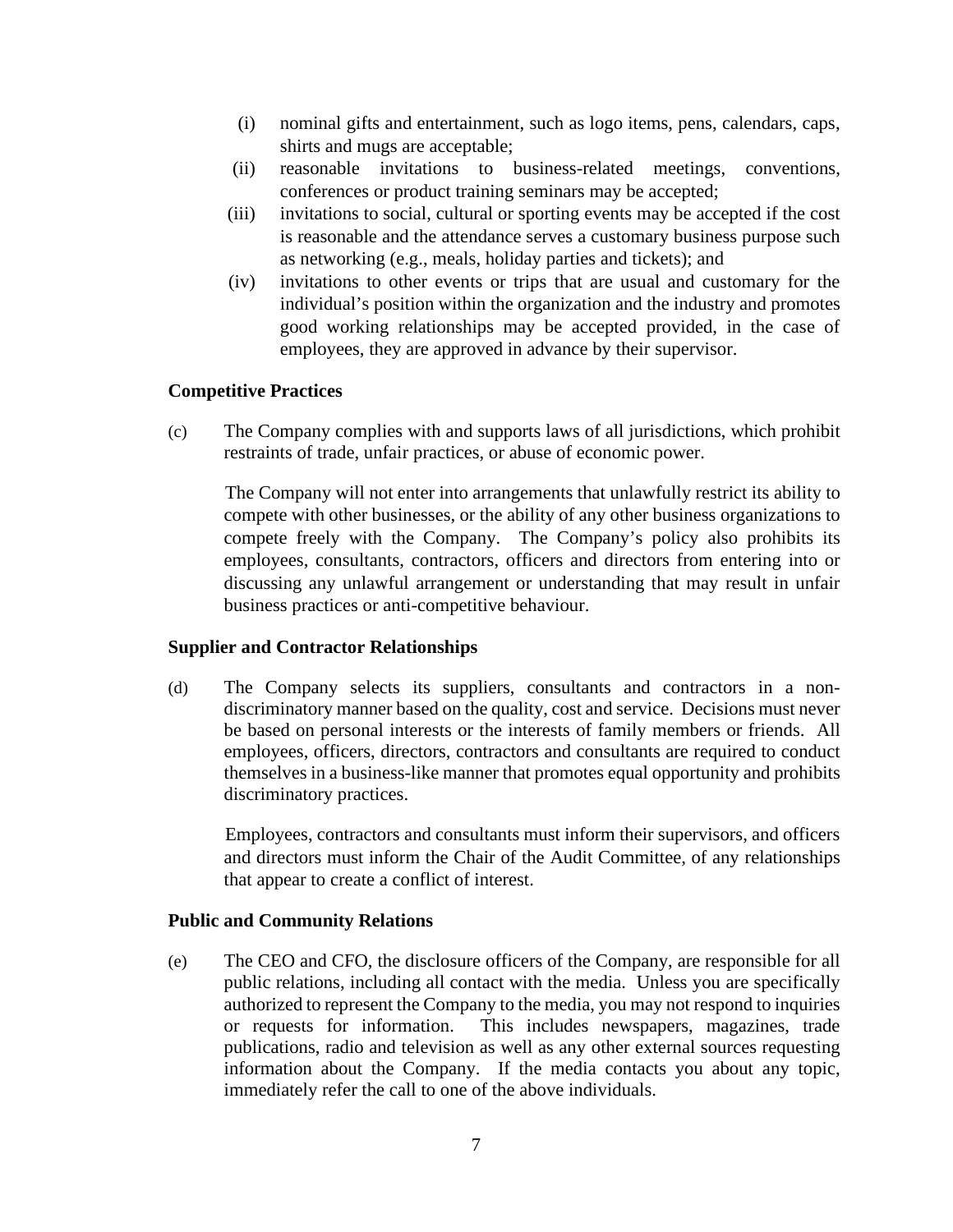(i) nominal gifts and entertainment, such as logo items, pens, calendars, caps, shirts and mugs are acceptable;

(ii) reasonable invitations to business-related meetings, conventions, conferences or product training seminars may be accepted;

(iii) invitations to social, cultural or sporting events may be accepted if the cost is reasonable and the attendance serves a customary business purpose such as networking (e.g., meals, holiday parties and tickets); and

(iv) invitations to other events or trips that are usual and customary for the individual's position within the organization and the industry and promotes good working relationships may be accepted provided, in the case of employees, they are approved in advance by their supervisor.

**Competitive Practices**

(c) The Company complies with and supports laws of all jurisdictions, which prohibit restraints of trade, unfair practices, or abuse of economic power.

The Company will not enter into arrangements that unlawfully restrict its ability to compete with other businesses, or the ability of any other business organizations to compete freely with the Company. The Company's policy also prohibits its employees, consultants, contractors, officers and directors from entering into or discussing any unlawful arrangement or understanding that may result in unfair business practices or anti-competitive behaviour.

**Supplier and Contractor Relationships**

(d) The Company selects its suppliers, consultants and contractors in a non-discriminatory manner based on the quality, cost and service. Decisions must never be based on personal interests or the interests of family members or friends. All employees, officers, directors, contractors and consultants are required to conduct themselves in a business-like manner that promotes equal opportunity and prohibits discriminatory practices.

Employees, contractors and consultants must inform their supervisors, and officers and directors must inform the Chair of the Audit Committee, of any relationships that appear to create a conflict of interest.

**Public and Community Relations**

(e) The CEO and CFO, the disclosure officers of the Company, are responsible for all public relations, including all contact with the media. Unless you are specifically authorized to represent the Company to the media, you may not respond to inquiries or requests for information. This includes newspapers, magazines, trade publications, radio and television as well as any other external sources requesting information about the Company. If the media contacts you about any topic, immediately refer the call to one of the above individuals.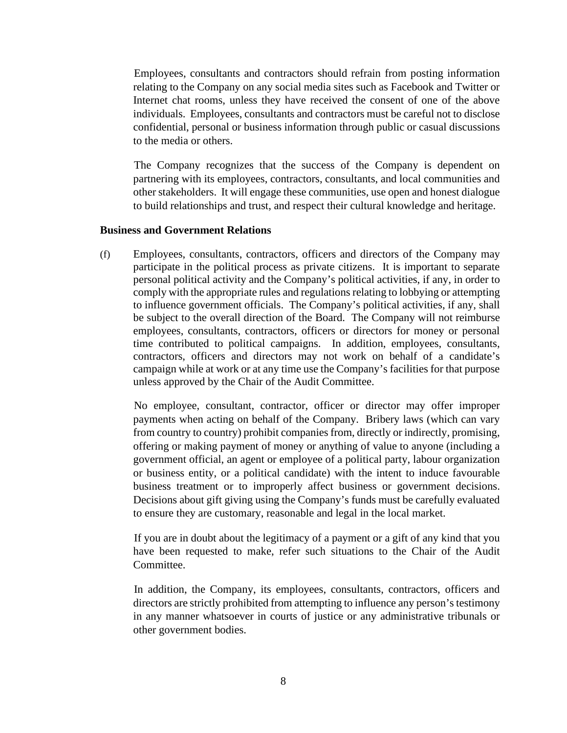Employees, consultants and contractors should refrain from posting information relating to the Company on any social media sites such as Facebook and Twitter or Internet chat rooms, unless they have received the consent of one of the above individuals. Employees, consultants and contractors must be careful not to disclose confidential, personal or business information through public or casual discussions to the media or others.

The Company recognizes that the success of the Company is dependent on partnering with its employees, contractors, consultants, and local communities and other stakeholders. It will engage these communities, use open and honest dialogue to build relationships and trust, and respect their cultural knowledge and heritage.

**Business and Government Relations**

(f) Employees, consultants, contractors, officers and directors of the Company may participate in the political process as private citizens. It is important to separate personal political activity and the Company's political activities, if any, in order to comply with the appropriate rules and regulations relating to lobbying or attempting to influence government officials. The Company's political activities, if any, shall be subject to the overall direction of the Board. The Company will not reimburse employees, consultants, contractors, officers or directors for money or personal time contributed to political campaigns. In addition, employees, consultants, contractors, officers and directors may not work on behalf of a candidate's campaign while at work or at any time use the Company's facilities for that purpose unless approved by the Chair of the Audit Committee.

No employee, consultant, contractor, officer or director may offer improper payments when acting on behalf of the Company. Bribery laws (which can vary from country to country) prohibit companies from, directly or indirectly, promising, offering or making payment of money or anything of value to anyone (including a government official, an agent or employee of a political party, labour organization or business entity, or a political candidate) with the intent to induce favourable business treatment or to improperly affect business or government decisions. Decisions about gift giving using the Company's funds must be carefully evaluated to ensure they are customary, reasonable and legal in the local market.

If you are in doubt about the legitimacy of a payment or a gift of any kind that you have been requested to make, refer such situations to the Chair of the Audit Committee.

In addition, the Company, its employees, consultants, contractors, officers and directors are strictly prohibited from attempting to influence any person's testimony in any manner whatsoever in courts of justice or any administrative tribunals or other government bodies.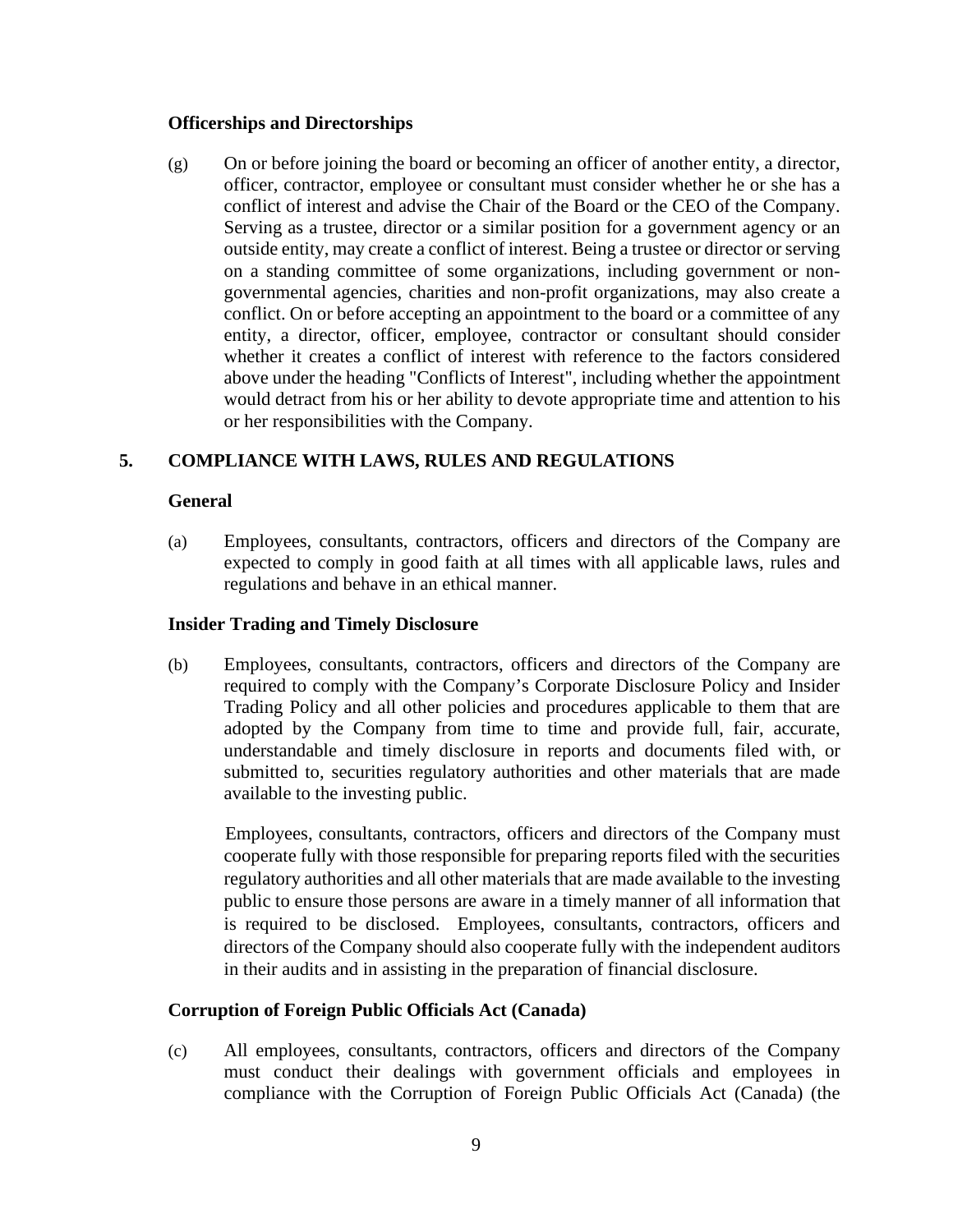**Officerships and Directorships**

(g) On or before joining the board or becoming an officer of another entity, a director, officer, contractor, employee or consultant must consider whether he or she has a conflict of interest and advise the Chair of the Board or the CEO of the Company. Serving as a trustee, director or a similar position for a government agency or an outside entity, may create a conflict of interest. Being a trustee or director or serving on a standing committee of some organizations, including government or non-governmental agencies, charities and non-profit organizations, may also create a conflict. On or before accepting an appointment to the board or a committee of any entity, a director, officer, employee, contractor or consultant should consider whether it creates a conflict of interest with reference to the factors considered above under the heading "Conflicts of Interest", including whether the appointment would detract from his or her ability to devote appropriate time and attention to his or her responsibilities with the Company.

## 5. COMPLIANCE WITH LAWS, RULES AND REGULATIONS

**General**

(a) Employees, consultants, contractors, officers and directors of the Company are expected to comply in good faith at all times with all applicable laws, rules and regulations and behave in an ethical manner.

**Insider Trading and Timely Disclosure**

(b) Employees, consultants, contractors, officers and directors of the Company are required to comply with the Company's Corporate Disclosure Policy and Insider Trading Policy and all other policies and procedures applicable to them that are adopted by the Company from time to time and provide full, fair, accurate, understandable and timely disclosure in reports and documents filed with, or submitted to, securities regulatory authorities and other materials that are made available to the investing public.

Employees, consultants, contractors, officers and directors of the Company must cooperate fully with those responsible for preparing reports filed with the securities regulatory authorities and all other materials that are made available to the investing public to ensure those persons are aware in a timely manner of all information that is required to be disclosed. Employees, consultants, contractors, officers and directors of the Company should also cooperate fully with the independent auditors in their audits and in assisting in the preparation of financial disclosure.

**Corruption of Foreign Public Officials Act (Canada)**

(c) All employees, consultants, contractors, officers and directors of the Company must conduct their dealings with government officials and employees in compliance with the Corruption of Foreign Public Officials Act (Canada) (the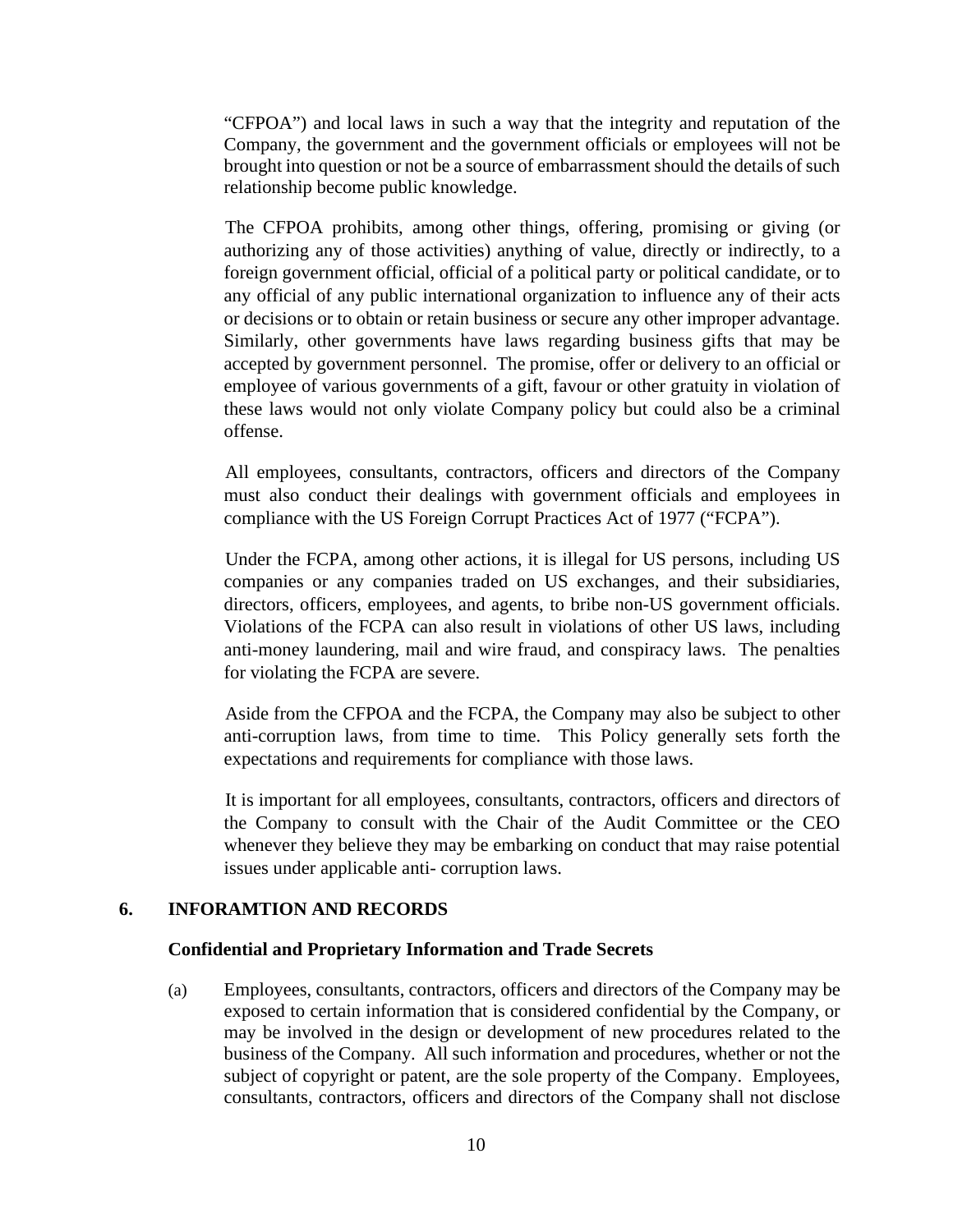"CFPOA") and local laws in such a way that the integrity and reputation of the Company, the government and the government officials or employees will not be brought into question or not be a source of embarrassment should the details of such relationship become public knowledge.

The CFPOA prohibits, among other things, offering, promising or giving (or authorizing any of those activities) anything of value, directly or indirectly, to a foreign government official, official of a political party or political candidate, or to any official of any public international organization to influence any of their acts or decisions or to obtain or retain business or secure any other improper advantage. Similarly, other governments have laws regarding business gifts that may be accepted by government personnel. The promise, offer or delivery to an official or employee of various governments of a gift, favour or other gratuity in violation of these laws would not only violate Company policy but could also be a criminal offense.

All employees, consultants, contractors, officers and directors of the Company must also conduct their dealings with government officials and employees in compliance with the US Foreign Corrupt Practices Act of 1977 ("FCPA").

Under the FCPA, among other actions, it is illegal for US persons, including US companies or any companies traded on US exchanges, and their subsidiaries, directors, officers, employees, and agents, to bribe non-US government officials. Violations of the FCPA can also result in violations of other US laws, including anti-money laundering, mail and wire fraud, and conspiracy laws. The penalties for violating the FCPA are severe.

Aside from the CFPOA and the FCPA, the Company may also be subject to other anti-corruption laws, from time to time. This Policy generally sets forth the expectations and requirements for compliance with those laws.

It is important for all employees, consultants, contractors, officers and directors of the Company to consult with the Chair of the Audit Committee or the CEO whenever they believe they may be embarking on conduct that may raise potential issues under applicable anti- corruption laws.

## 6. INFORAMTION AND RECORDS

**Confidential and Proprietary Information and Trade Secrets**

(a) Employees, consultants, contractors, officers and directors of the Company may be exposed to certain information that is considered confidential by the Company, or may be involved in the design or development of new procedures related to the business of the Company. All such information and procedures, whether or not the subject of copyright or patent, are the sole property of the Company. Employees, consultants, contractors, officers and directors of the Company shall not disclose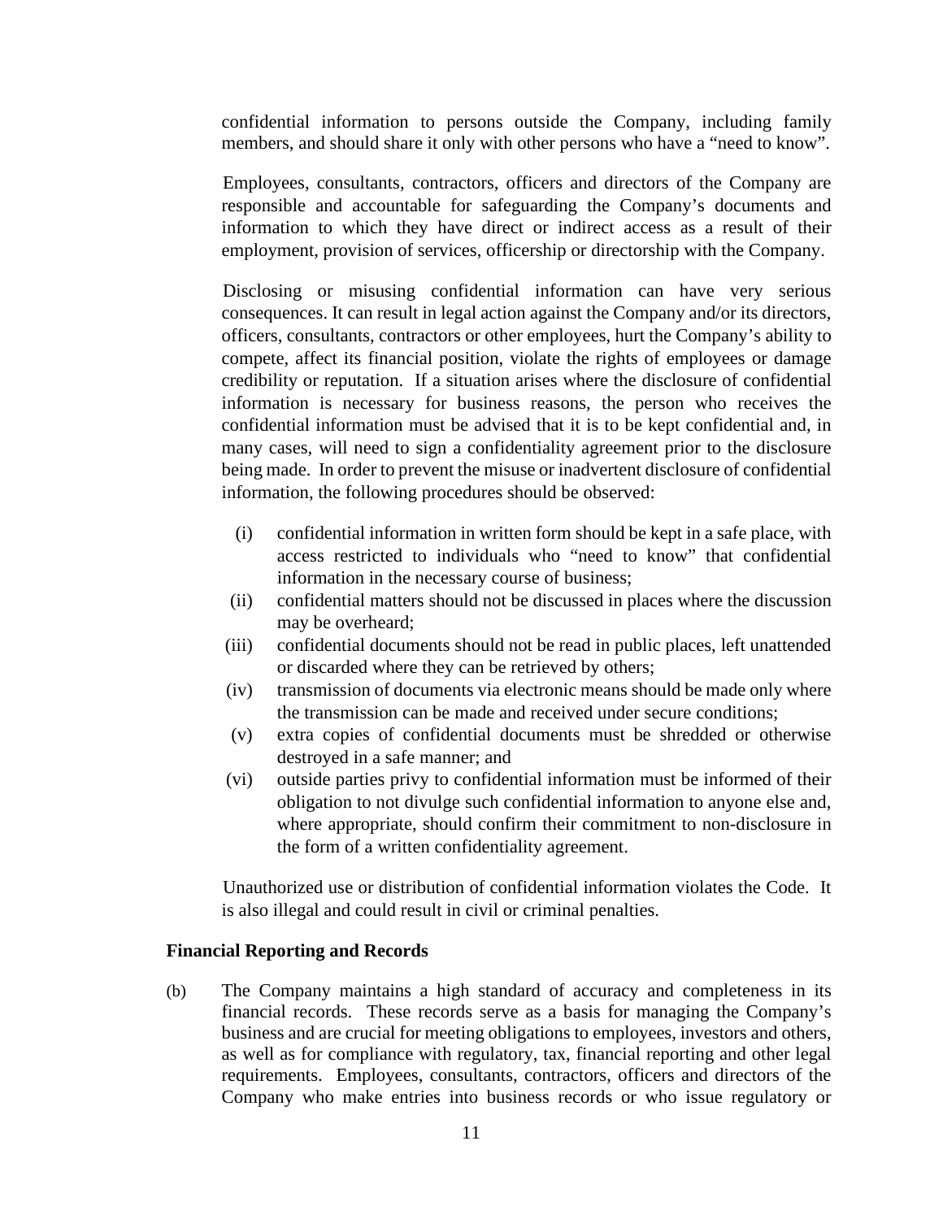confidential information to persons outside the Company, including family members, and should share it only with other persons who have a "need to know".

Employees, consultants, contractors, officers and directors of the Company are responsible and accountable for safeguarding the Company's documents and information to which they have direct or indirect access as a result of their employment, provision of services, officership or directorship with the Company.

Disclosing or misusing confidential information can have very serious consequences. It can result in legal action against the Company and/or its directors, officers, consultants, contractors or other employees, hurt the Company's ability to compete, affect its financial position, violate the rights of employees or damage credibility or reputation. If a situation arises where the disclosure of confidential information is necessary for business reasons, the person who receives the confidential information must be advised that it is to be kept confidential and, in many cases, will need to sign a confidentiality agreement prior to the disclosure being made. In order to prevent the misuse or inadvertent disclosure of confidential information, the following procedures should be observed:

(i) confidential information in written form should be kept in a safe place, with access restricted to individuals who "need to know" that confidential information in the necessary course of business;
(ii) confidential matters should not be discussed in places where the discussion may be overheard;
(iii) confidential documents should not be read in public places, left unattended or discarded where they can be retrieved by others;
(iv) transmission of documents via electronic means should be made only where the transmission can be made and received under secure conditions;
(v) extra copies of confidential documents must be shredded or otherwise destroyed in a safe manner; and
(vi) outside parties privy to confidential information must be informed of their obligation to not divulge such confidential information to anyone else and, where appropriate, should confirm their commitment to non-disclosure in the form of a written confidentiality agreement.

Unauthorized use or distribution of confidential information violates the Code. It is also illegal and could result in civil or criminal penalties.

**Financial Reporting and Records**

(b) The Company maintains a high standard of accuracy and completeness in its financial records. These records serve as a basis for managing the Company's business and are crucial for meeting obligations to employees, investors and others, as well as for compliance with regulatory, tax, financial reporting and other legal requirements. Employees, consultants, contractors, officers and directors of the Company who make entries into business records or who issue regulatory or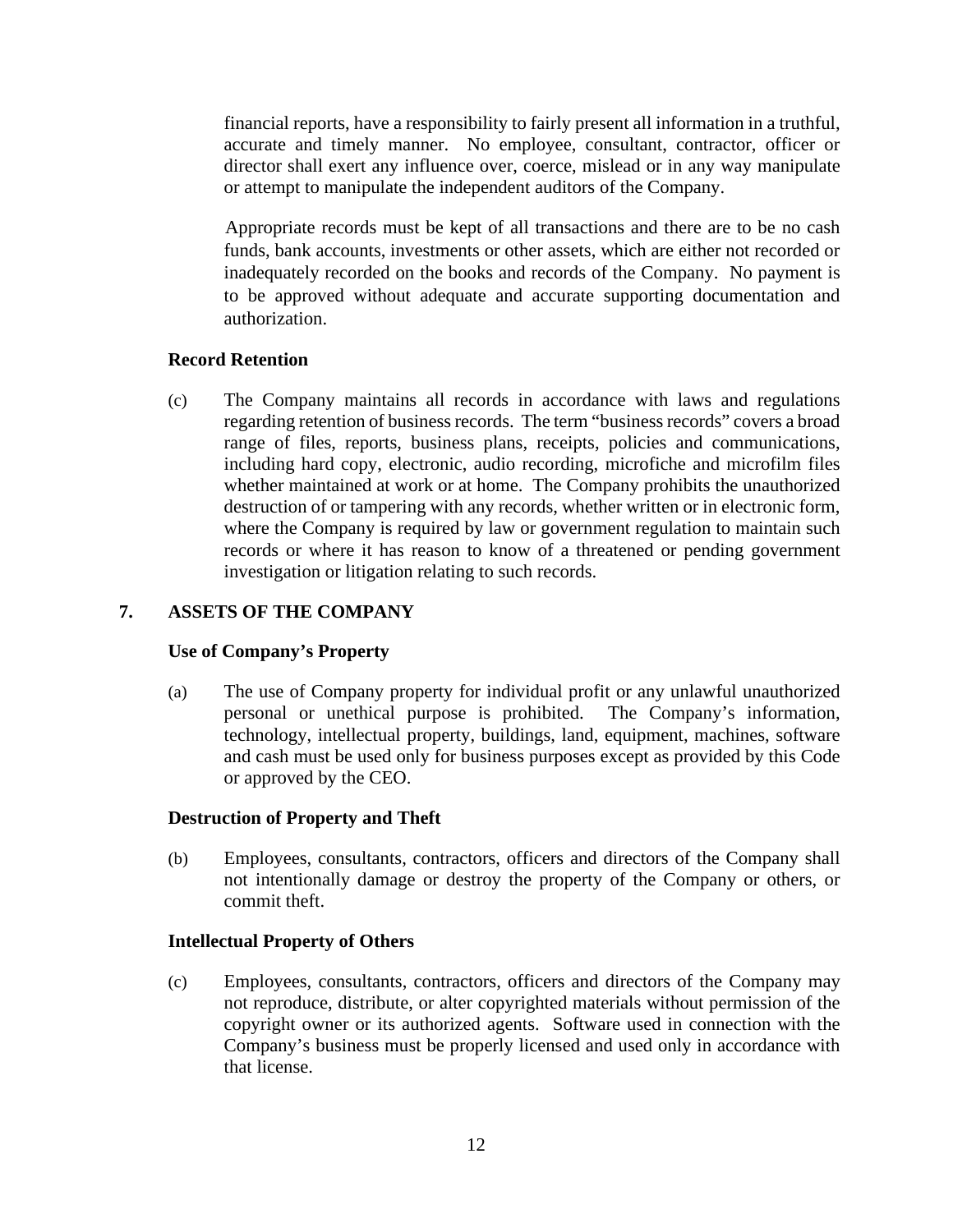financial reports, have a responsibility to fairly present all information in a truthful, accurate and timely manner. No employee, consultant, contractor, officer or director shall exert any influence over, coerce, mislead or in any way manipulate or attempt to manipulate the independent auditors of the Company.

Appropriate records must be kept of all transactions and there are to be no cash funds, bank accounts, investments or other assets, which are either not recorded or inadequately recorded on the books and records of the Company. No payment is to be approved without adequate and accurate supporting documentation and authorization.

**Record Retention**

(c) The Company maintains all records in accordance with laws and regulations regarding retention of business records. The term "business records" covers a broad range of files, reports, business plans, receipts, policies and communications, including hard copy, electronic, audio recording, microfiche and microfilm files whether maintained at work or at home. The Company prohibits the unauthorized destruction of or tampering with any records, whether written or in electronic form, where the Company is required by law or government regulation to maintain such records or where it has reason to know of a threatened or pending government investigation or litigation relating to such records.

## 7. ASSETS OF THE COMPANY

**Use of Company's Property**

(a) The use of Company property for individual profit or any unlawful unauthorized personal or unethical purpose is prohibited. The Company's information, technology, intellectual property, buildings, land, equipment, machines, software and cash must be used only for business purposes except as provided by this Code or approved by the CEO.

**Destruction of Property and Theft**

(b) Employees, consultants, contractors, officers and directors of the Company shall not intentionally damage or destroy the property of the Company or others, or commit theft.

**Intellectual Property of Others**

(c) Employees, consultants, contractors, officers and directors of the Company may not reproduce, distribute, or alter copyrighted materials without permission of the copyright owner or its authorized agents. Software used in connection with the Company's business must be properly licensed and used only in accordance with that license.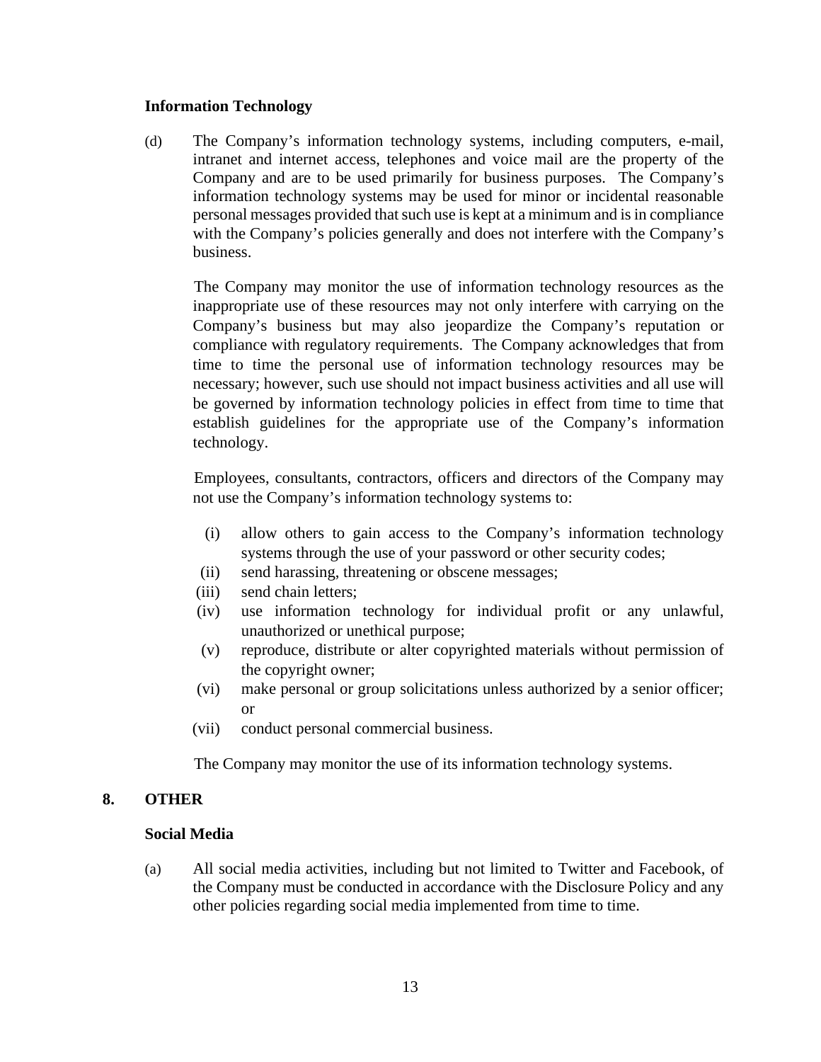### Information Technology

(d) The Company's information technology systems, including computers, e-mail, intranet and internet access, telephones and voice mail are the property of the Company and are to be used primarily for business purposes. The Company's information technology systems may be used for minor or incidental reasonable personal messages provided that such use is kept at a minimum and is in compliance with the Company's policies generally and does not interfere with the Company's business.

The Company may monitor the use of information technology resources as the inappropriate use of these resources may not only interfere with carrying on the Company's business but may also jeopardize the Company's reputation or compliance with regulatory requirements. The Company acknowledges that from time to time the personal use of information technology resources may be necessary; however, such use should not impact business activities and all use will be governed by information technology policies in effect from time to time that establish guidelines for the appropriate use of the Company's information technology.

Employees, consultants, contractors, officers and directors of the Company may not use the Company's information technology systems to:

(i) allow others to gain access to the Company's information technology systems through the use of your password or other security codes;
(ii) send harassing, threatening or obscene messages;
(iii) send chain letters;
(iv) use information technology for individual profit or any unlawful, unauthorized or unethical purpose;
(v) reproduce, distribute or alter copyrighted materials without permission of the copyright owner;
(vi) make personal or group solicitations unless authorized by a senior officer; or
(vii) conduct personal commercial business.

The Company may monitor the use of its information technology systems.

## 8. OTHER

### Social Media

(a) All social media activities, including but not limited to Twitter and Facebook, of the Company must be conducted in accordance with the Disclosure Policy and any other policies regarding social media implemented from time to time.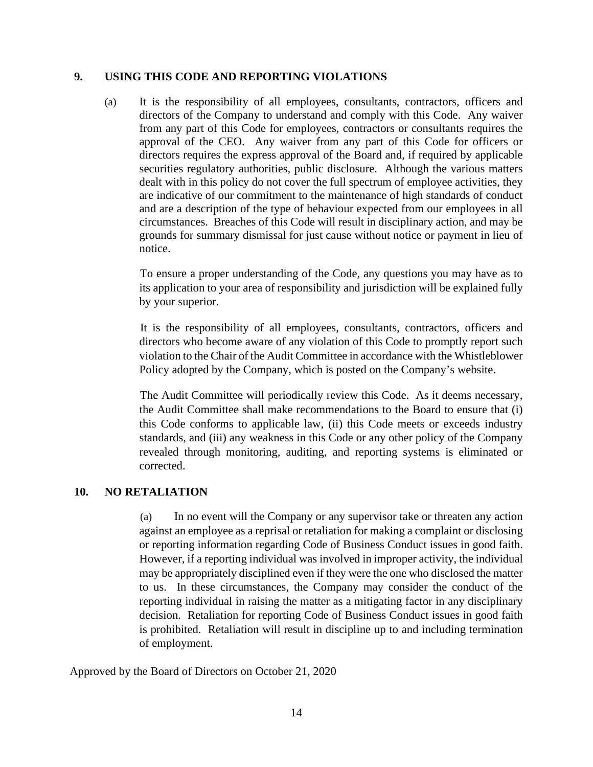## 9. USING THIS CODE AND REPORTING VIOLATIONS

(a) It is the responsibility of all employees, consultants, contractors, officers and directors of the Company to understand and comply with this Code. Any waiver from any part of this Code for employees, contractors or consultants requires the approval of the CEO. Any waiver from any part of this Code for officers or directors requires the express approval of the Board and, if required by applicable securities regulatory authorities, public disclosure. Although the various matters dealt with in this policy do not cover the full spectrum of employee activities, they are indicative of our commitment to the maintenance of high standards of conduct and are a description of the type of behaviour expected from our employees in all circumstances. Breaches of this Code will result in disciplinary action, and may be grounds for summary dismissal for just cause without notice or payment in lieu of notice.

To ensure a proper understanding of the Code, any questions you may have as to its application to your area of responsibility and jurisdiction will be explained fully by your superior.

It is the responsibility of all employees, consultants, contractors, officers and directors who become aware of any violation of this Code to promptly report such violation to the Chair of the Audit Committee in accordance with the Whistleblower Policy adopted by the Company, which is posted on the Company's website.

The Audit Committee will periodically review this Code. As it deems necessary, the Audit Committee shall make recommendations to the Board to ensure that (i) this Code conforms to applicable law, (ii) this Code meets or exceeds industry standards, and (iii) any weakness in this Code or any other policy of the Company revealed through monitoring, auditing, and reporting systems is eliminated or corrected.

## 10. NO RETALIATION

(a) In no event will the Company or any supervisor take or threaten any action against an employee as a reprisal or retaliation for making a complaint or disclosing or reporting information regarding Code of Business Conduct issues in good faith. However, if a reporting individual was involved in improper activity, the individual may be appropriately disciplined even if they were the one who disclosed the matter to us. In these circumstances, the Company may consider the conduct of the reporting individual in raising the matter as a mitigating factor in any disciplinary decision. Retaliation for reporting Code of Business Conduct issues in good faith is prohibited. Retaliation will result in discipline up to and including termination of employment.

Approved by the Board of Directors on October 21, 2020